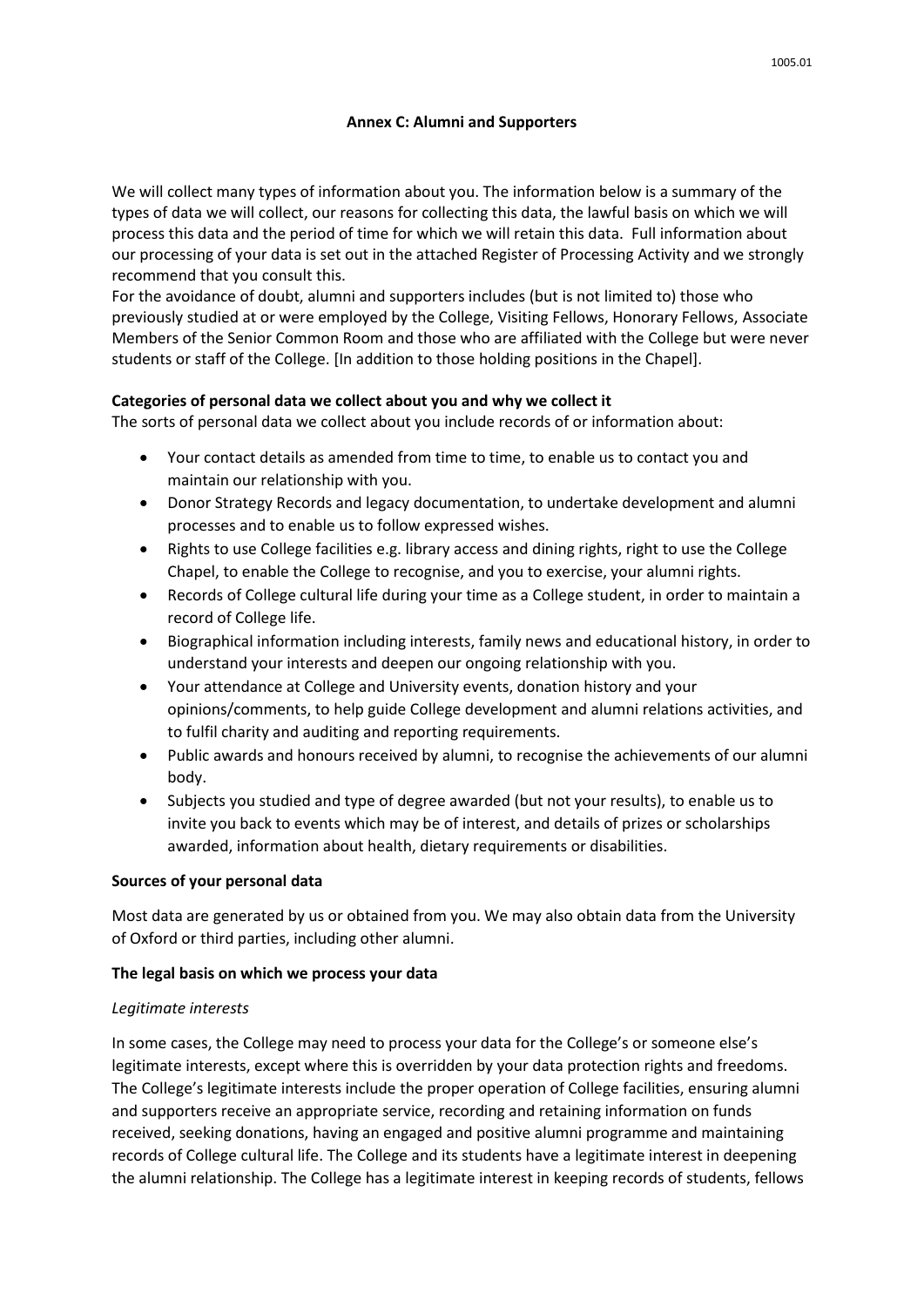## Annex C: Alumni and Supporters

We will collect many types of information about you. The information below is a summary of the types of data we will collect, our reasons for collecting this data, the lawful basis on which we will process this data and the period of time for which we will retain this data. Full information about our processing of your data is set out in the attached Register of Processing Activity and we strongly recommend that you consult this.

For the avoidance of doubt, alumni and supporters includes (but is not limited to) those who previously studied at or were employed by the College, Visiting Fellows, Honorary Fellows, Associate Members of the Senior Common Room and those who are affiliated with the College but were never students or staff of the College. [In addition to those holding positions in the Chapel].

### Categories of personal data we collect about you and why we collect it

The sorts of personal data we collect about you include records of or information about:

- Your contact details as amended from time to time, to enable us to contact you and maintain our relationship with you.
- Donor Strategy Records and legacy documentation, to undertake development and alumni processes and to enable us to follow expressed wishes.
- Rights to use College facilities e.g. library access and dining rights, right to use the College Chapel, to enable the College to recognise, and you to exercise, your alumni rights.
- Records of College cultural life during your time as a College student, in order to maintain a record of College life.
- Biographical information including interests, family news and educational history, in order to understand your interests and deepen our ongoing relationship with you.
- Your attendance at College and University events, donation history and your opinions/comments, to help guide College development and alumni relations activities, and to fulfil charity and auditing and reporting requirements.
- Public awards and honours received by alumni, to recognise the achievements of our alumni body.
- Subjects you studied and type of degree awarded (but not your results), to enable us to invite you back to events which may be of interest, and details of prizes or scholarships awarded, information about health, dietary requirements or disabilities.

### Sources of your personal data

Most data are generated by us or obtained from you. We may also obtain data from the University of Oxford or third parties, including other alumni.

### The legal basis on which we process your data

*Legitimate interests*

In some cases, the College may need to process your data for the College's or someone else's legitimate interests, except where this is overridden by your data protection rights and freedoms. The College's legitimate interests include the proper operation of College facilities, ensuring alumni and supporters receive an appropriate service, recording and retaining information on funds received, seeking donations, having an engaged and positive alumni programme and maintaining records of College cultural life. The College and its students have a legitimate interest in deepening the alumni relationship. The College has a legitimate interest in keeping records of students, fellows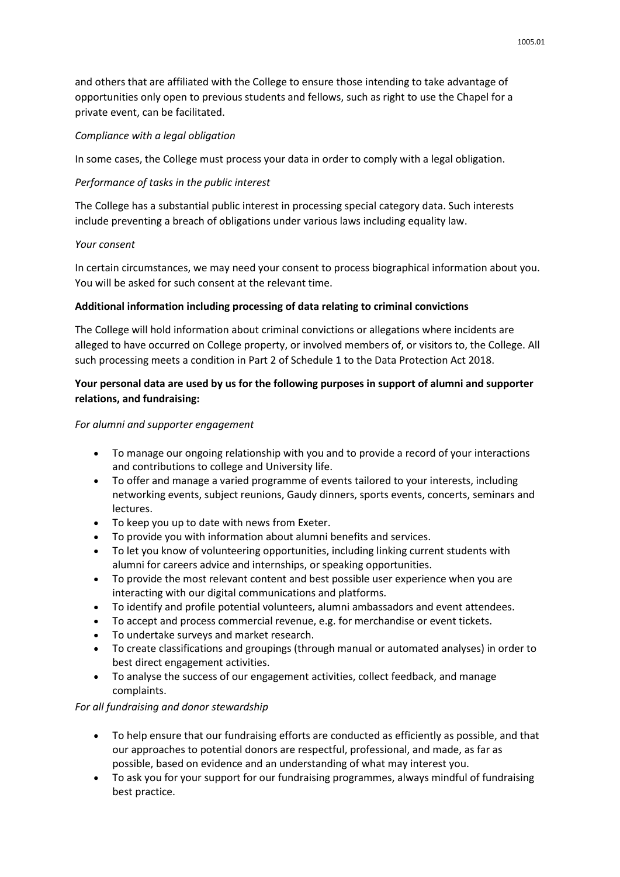and others that are affiliated with the College to ensure those intending to take advantage of opportunities only open to previous students and fellows, such as right to use the Chapel for a private event, can be facilitated.

*Compliance with a legal obligation*

In some cases, the College must process your data in order to comply with a legal obligation.

*Performance of tasks in the public interest*

The College has a substantial public interest in processing special category data. Such interests include preventing a breach of obligations under various laws including equality law.

*Your consent*

In certain circumstances, we may need your consent to process biographical information about you. You will be asked for such consent at the relevant time.

**Additional information including processing of data relating to criminal convictions**

The College will hold information about criminal convictions or allegations where incidents are alleged to have occurred on College property, or involved members of, or visitors to, the College. All such processing meets a condition in Part 2 of Schedule 1 to the Data Protection Act 2018.

**Your personal data are used by us for the following purposes in support of alumni and supporter relations, and fundraising:**

*For alumni and supporter engagement*

- To manage our ongoing relationship with you and to provide a record of your interactions and contributions to college and University life.
- To offer and manage a varied programme of events tailored to your interests, including networking events, subject reunions, Gaudy dinners, sports events, concerts, seminars and lectures.
- To keep you up to date with news from Exeter.
- To provide you with information about alumni benefits and services.
- To let you know of volunteering opportunities, including linking current students with alumni for careers advice and internships, or speaking opportunities.
- To provide the most relevant content and best possible user experience when you are interacting with our digital communications and platforms.
- To identify and profile potential volunteers, alumni ambassadors and event attendees.
- To accept and process commercial revenue, e.g. for merchandise or event tickets.
- To undertake surveys and market research.
- To create classifications and groupings (through manual or automated analyses) in order to best direct engagement activities.
- To analyse the success of our engagement activities, collect feedback, and manage complaints.

*For all fundraising and donor stewardship*

- To help ensure that our fundraising efforts are conducted as efficiently as possible, and that our approaches to potential donors are respectful, professional, and made, as far as possible, based on evidence and an understanding of what may interest you.
- To ask you for your support for our fundraising programmes, always mindful of fundraising best practice.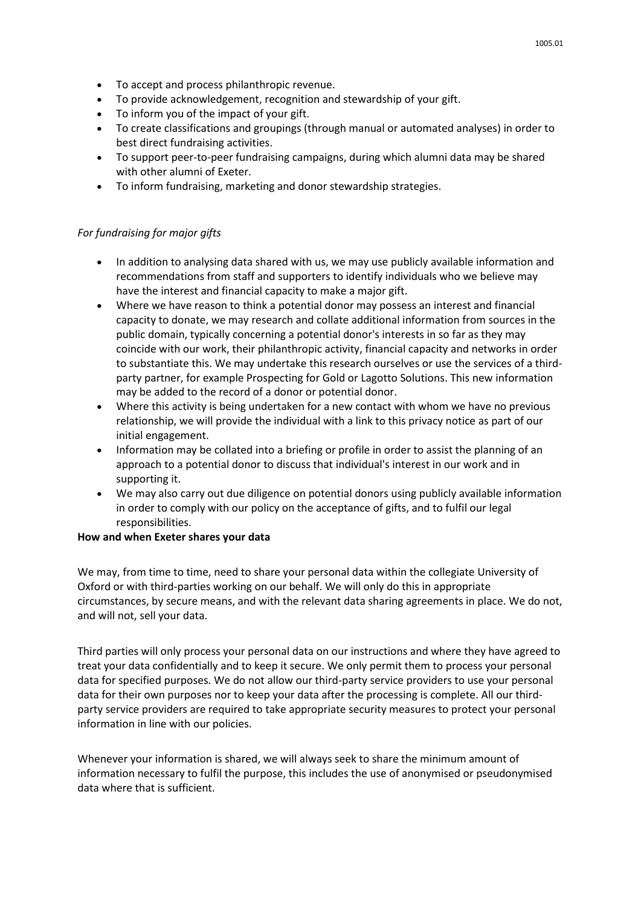- To accept and process philanthropic revenue.
- To provide acknowledgement, recognition and stewardship of your gift.
- To inform you of the impact of your gift.
- To create classifications and groupings (through manual or automated analyses) in order to best direct fundraising activities.
- To support peer-to-peer fundraising campaigns, during which alumni data may be shared with other alumni of Exeter.
- To inform fundraising, marketing and donor stewardship strategies.

*For fundraising for major gifts*

- In addition to analysing data shared with us, we may use publicly available information and recommendations from staff and supporters to identify individuals who we believe may have the interest and financial capacity to make a major gift.
- Where we have reason to think a potential donor may possess an interest and financial capacity to donate, we may research and collate additional information from sources in the public domain, typically concerning a potential donor's interests in so far as they may coincide with our work, their philanthropic activity, financial capacity and networks in order to substantiate this. We may undertake this research ourselves or use the services of a third-party partner, for example Prospecting for Gold or Lagotto Solutions. This new information may be added to the record of a donor or potential donor.
- Where this activity is being undertaken for a new contact with whom we have no previous relationship, we will provide the individual with a link to this privacy notice as part of our initial engagement.
- Information may be collated into a briefing or profile in order to assist the planning of an approach to a potential donor to discuss that individual's interest in our work and in supporting it.
- We may also carry out due diligence on potential donors using publicly available information in order to comply with our policy on the acceptance of gifts, and to fulfil our legal responsibilities.

**How and when Exeter shares your data**

We may, from time to time, need to share your personal data within the collegiate University of Oxford or with third-parties working on our behalf. We will only do this in appropriate circumstances, by secure means, and with the relevant data sharing agreements in place. We do not, and will not, sell your data.

Third parties will only process your personal data on our instructions and where they have agreed to treat your data confidentially and to keep it secure. We only permit them to process your personal data for specified purposes. We do not allow our third-party service providers to use your personal data for their own purposes nor to keep your data after the processing is complete. All our third-party service providers are required to take appropriate security measures to protect your personal information in line with our policies.

Whenever your information is shared, we will always seek to share the minimum amount of information necessary to fulfil the purpose, this includes the use of anonymised or pseudonymised data where that is sufficient.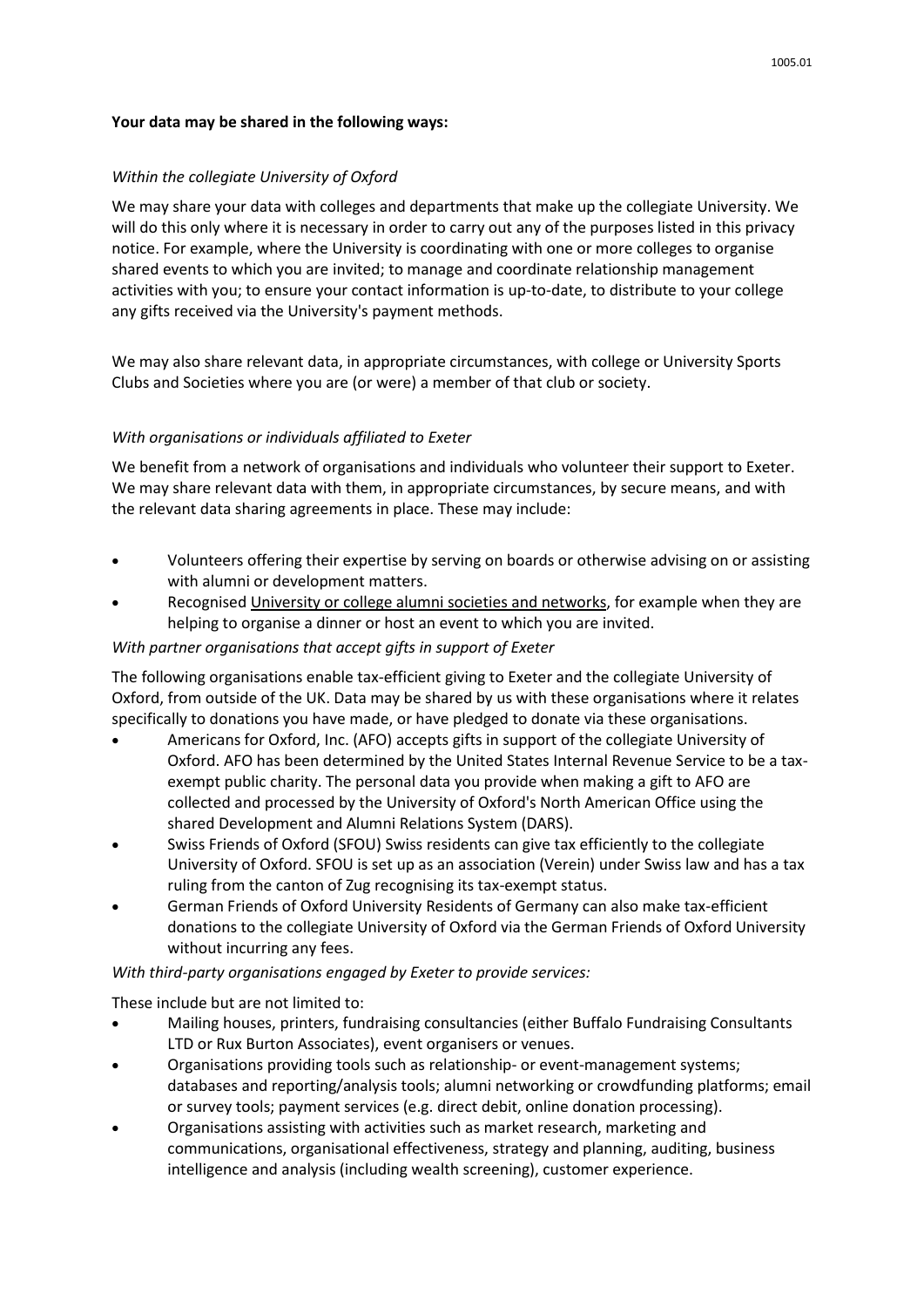**Your data may be shared in the following ways:**

*Within the collegiate University of Oxford*

We may share your data with colleges and departments that make up the collegiate University. We will do this only where it is necessary in order to carry out any of the purposes listed in this privacy notice. For example, where the University is coordinating with one or more colleges to organise shared events to which you are invited; to manage and coordinate relationship management activities with you; to ensure your contact information is up-to-date, to distribute to your college any gifts received via the University's payment methods.

We may also share relevant data, in appropriate circumstances, with college or University Sports Clubs and Societies where you are (or were) a member of that club or society.

*With organisations or individuals affiliated to Exeter*

We benefit from a network of organisations and individuals who volunteer their support to Exeter. We may share relevant data with them, in appropriate circumstances, by secure means, and with the relevant data sharing agreements in place. These may include:

- Volunteers offering their expertise by serving on boards or otherwise advising on or assisting with alumni or development matters.
- Recognised University or college alumni societies and networks, for example when they are helping to organise a dinner or host an event to which you are invited.

*With partner organisations that accept gifts in support of Exeter*

The following organisations enable tax-efficient giving to Exeter and the collegiate University of Oxford, from outside of the UK. Data may be shared by us with these organisations where it relates specifically to donations you have made, or have pledged to donate via these organisations.

- Americans for Oxford, Inc. (AFO) accepts gifts in support of the collegiate University of Oxford. AFO has been determined by the United States Internal Revenue Service to be a tax-exempt public charity. The personal data you provide when making a gift to AFO are collected and processed by the University of Oxford's North American Office using the shared Development and Alumni Relations System (DARS).
- Swiss Friends of Oxford (SFOU) Swiss residents can give tax efficiently to the collegiate University of Oxford. SFOU is set up as an association (Verein) under Swiss law and has a tax ruling from the canton of Zug recognising its tax-exempt status.
- German Friends of Oxford University Residents of Germany can also make tax-efficient donations to the collegiate University of Oxford via the German Friends of Oxford University without incurring any fees.

*With third-party organisations engaged by Exeter to provide services:*

These include but are not limited to:

- Mailing houses, printers, fundraising consultancies (either Buffalo Fundraising Consultants LTD or Rux Burton Associates), event organisers or venues.
- Organisations providing tools such as relationship- or event-management systems; databases and reporting/analysis tools; alumni networking or crowdfunding platforms; email or survey tools; payment services (e.g. direct debit, online donation processing).
- Organisations assisting with activities such as market research, marketing and communications, organisational effectiveness, strategy and planning, auditing, business intelligence and analysis (including wealth screening), customer experience.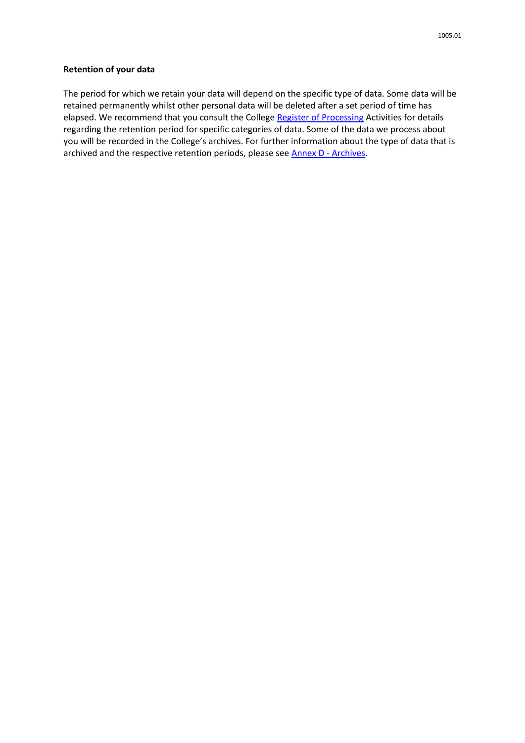**Retention of your data**

The period for which we retain your data will depend on the specific type of data. Some data will be retained permanently whilst other personal data will be deleted after a set period of time has elapsed. We recommend that you consult the College Register of Processing Activities for details regarding the retention period for specific categories of data. Some of the data we process about you will be recorded in the College's archives. For further information about the type of data that is archived and the respective retention periods, please see Annex D - Archives.